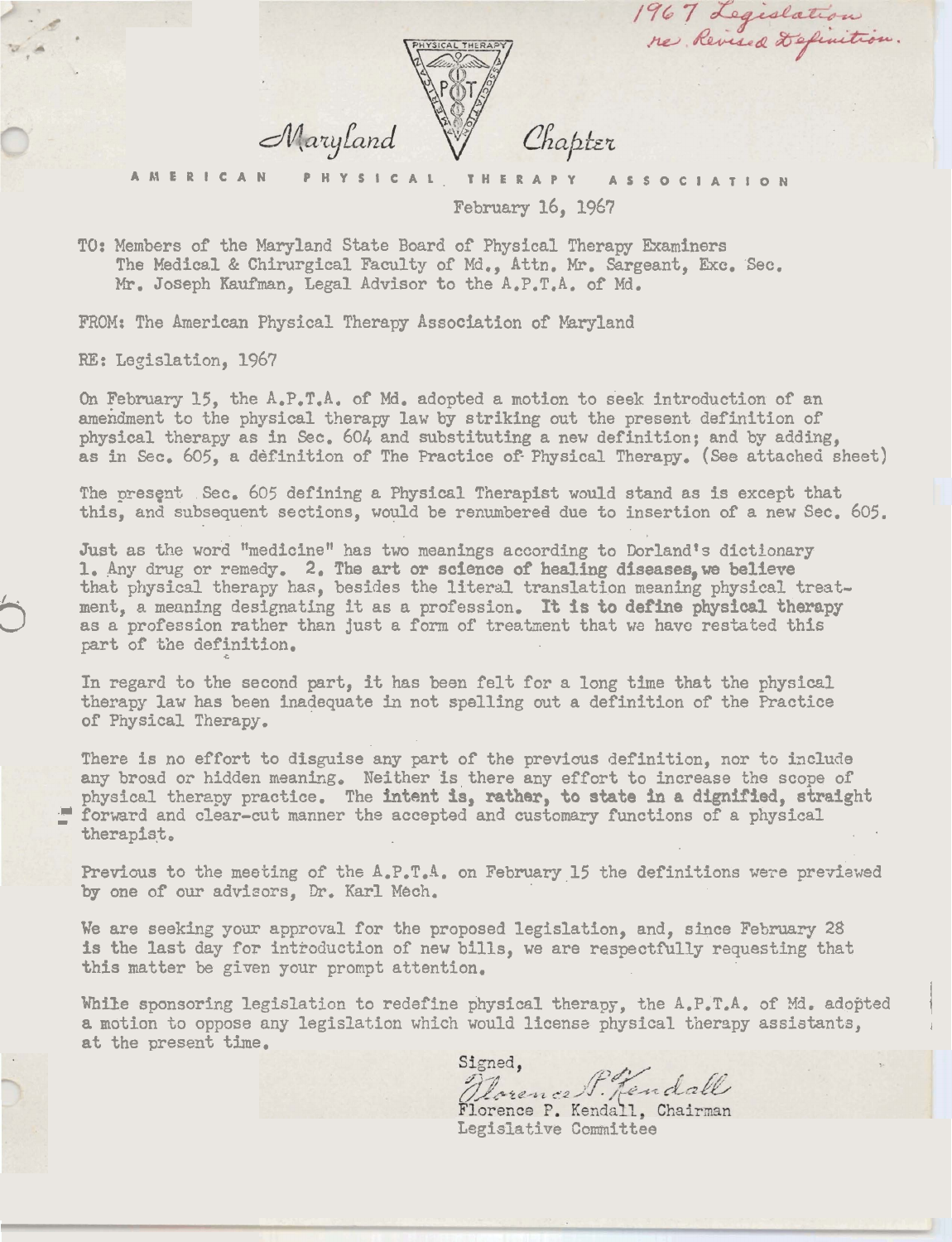*1967 Legislation re Revised Definition.*

Maryland Chapter

AMERICAN PHYSICAL THERAPY ASSOCIATION

February 16, 1967

TO: Members of the Maryland State Board of Physical Therapy Examiners
The Medical & Chirurgical Faculty of Md., Attn. Mr. Sargeant, Exc. Sec.
Mr. Joseph Kaufman, Legal Advisor to the A.P.T.A. of Md.

FROM: The American Physical Therapy Association of Maryland

RE: Legislation, 1967

On February 15, the A.P.T.A. of Md. adopted a motion to seek introduction of an amendment to the physical therapy law by striking out the present definition of physical therapy as in Sec. 604 and substituting a new definition; and by adding, as in Sec. 605, a dèfinition of The Practice of Physical Therapy. (See attached sheet)

The present Sec. 605 defining a Physical Therapist would stand as is except that this, and subsequent sections, would be renumbered due to insertion of a new Sec. 605.

Just as the word "medicine" has two meanings according to Dorland's dictionary 1. Any drug or remedy. 2. **The art or science of healing diseases, we believe** that physical therapy has, besides the literal translation meaning physical treatment, a meaning designating it as a profession. **It is to define physical therapy** as a profession rather than just a form of treatment that we have restated this part of the definition.

In regard to the second part, it has been felt for a long time that the physical therapy law has been inadequate in not spelling out a definition of the Practice of Physical Therapy.

There is no effort to disguise any part of the previous definition, nor to include any broad or hidden meaning. Neither is there any effort to increase the scope of physical therapy practice. The **intent is, rather, to state in a dignified, straight** forward and clear-cut manner the accepted and customary functions of a physical therapist.

Previous to the meeting of the A.P.T.A. on February 15 the definitions were previewed by one of our advisors, Dr. Karl Mech.

We are seeking your approval for the proposed legislation, and, since February 28 is the last day for introduction of new bills, we are respectfully requesting that this matter be given your prompt attention.

While sponsoring legislation to redefine physical therapy, the A.P.T.A. of Md. adopted a motion to oppose any legislation which would license physical therapy assistants, at the present time.

Signed,
*Florence P. Kendall*
Florence P. Kendall, Chairman
Legislative Committee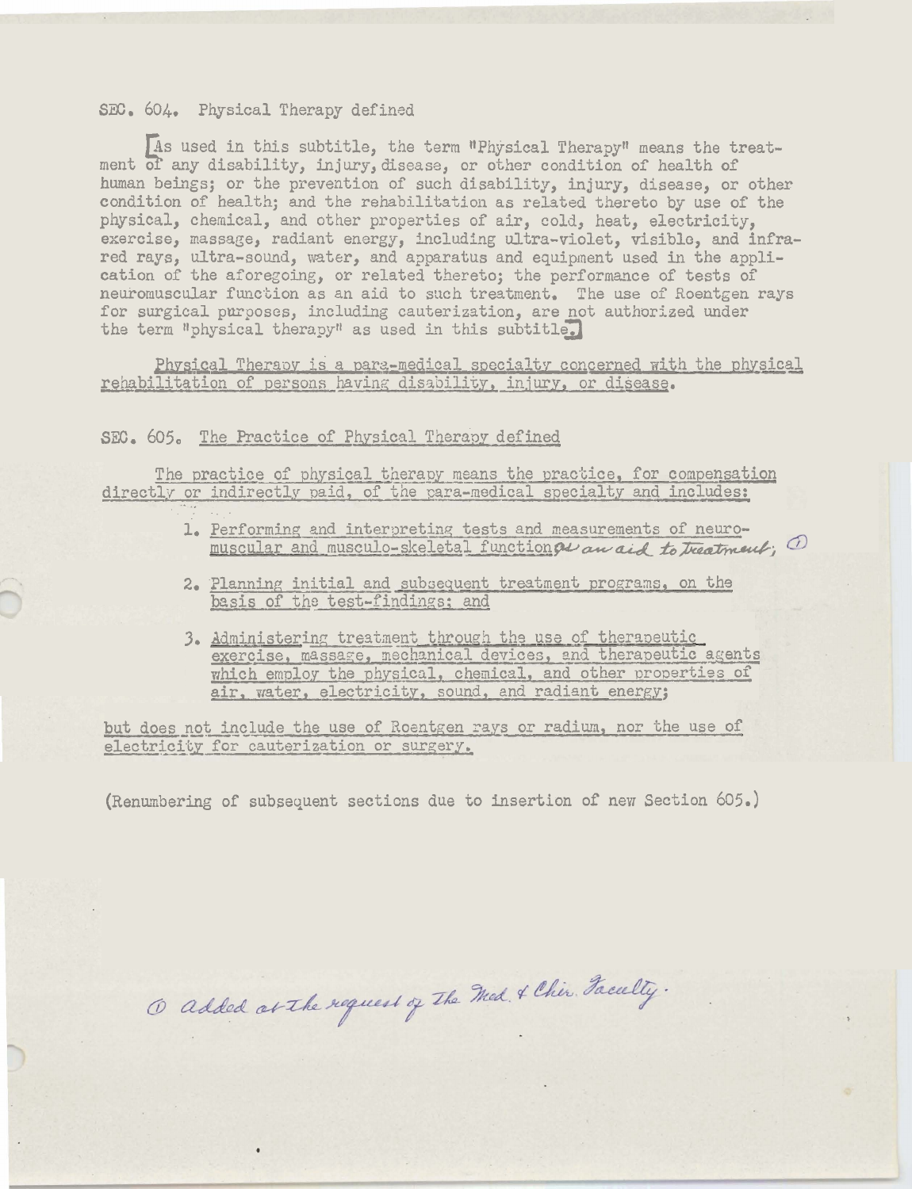SEC. 604. Physical Therapy defined

[As used in this subtitle, the term "Physical Therapy" means the treatment of any disability, injury, disease, or other condition of health of human beings; or the prevention of such disability, injury, disease, or other condition of health; and the rehabilitation as related thereto by use of the physical, chemical, and other properties of air, cold, heat, electricity, exercise, massage, radiant energy, including ultra-violet, visible, and infrared rays, ultra-sound, water, and apparatus and equipment used in the application of the aforegoing, or related thereto; the performance of tests of neuromuscular function as an aid to such treatment. The use of Roentgen rays for surgical purposes, including cauterization, are not authorized under the term "physical therapy" as used in this subtitle.]

Physical Therapy is a para-medical specialty concerned with the physical rehabilitation of persons having disability, injury, or disease.

SEC. 605. The Practice of Physical Therapy defined

The practice of physical therapy means the practice, for compensation directly or indirectly paid, of the para-medical specialty and includes:

1. Performing and interpreting tests and measurements of neuromuscular and musculo-skeletal functions *as an aid to treatment*; (1)

2. Planning initial and subsequent treatment programs, on the basis of the test-findings; and

3. Administering treatment through the use of therapeutic exercise, massage, mechanical devices, and therapeutic agents which employ the physical, chemical, and other properties of air, water, electricity, sound, and radiant energy;

but does not include the use of Roentgen rays or radium, nor the use of electricity for cauterization or surgery.

(Renumbering of subsequent sections due to insertion of new Section 605.)

*(1) Added at the request of The Med. & Chir. Faculty.*